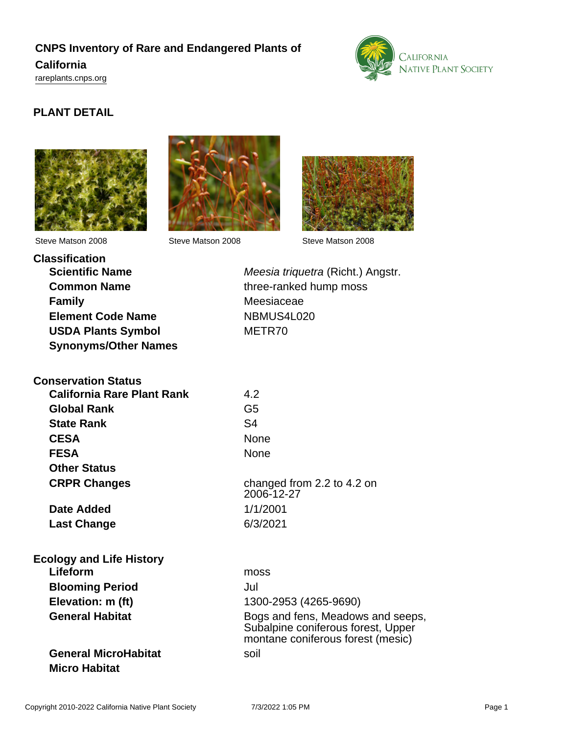# CNPS Inventory of Rare and Endangered Plants of California

rareplants.cnps.org

## PLANT DETAIL

Steve Matson 2008

Steve Matson 2008

Steve Matson 2008

### Classification

| | |
|---|---|
| **Scientific Name** | *Meesia triquetra* (Richt.) Angstr. |
| **Common Name** | three-ranked hump moss |
| **Family** | Meesiaceae |
| **Element Code Name** | NBMUS4L020 |
| **USDA Plants Symbol** | METR70 |
| **Synonyms/Other Names** | |

### Conservation Status

| | |
|---|---|
| **California Rare Plant Rank** | 4.2 |
| **Global Rank** | G5 |
| **State Rank** | S4 |
| **CESA** | None |
| **FESA** | None |
| **Other Status** | |
| **CRPR Changes** | changed from 2.2 to 4.2 on 2006-12-27 |
| **Date Added** | 1/1/2001 |
| **Last Change** | 6/3/2021 |

### Ecology and Life History

| | |
|---|---|
| **Lifeform** | moss |
| **Blooming Period** | Jul |
| **Elevation: m (ft)** | 1300-2953 (4265-9690) |
| **General Habitat** | Bogs and fens, Meadows and seeps, Subalpine coniferous forest, Upper montane coniferous forest (mesic) |
| **General MicroHabitat** | soil |
| **Micro Habitat** | |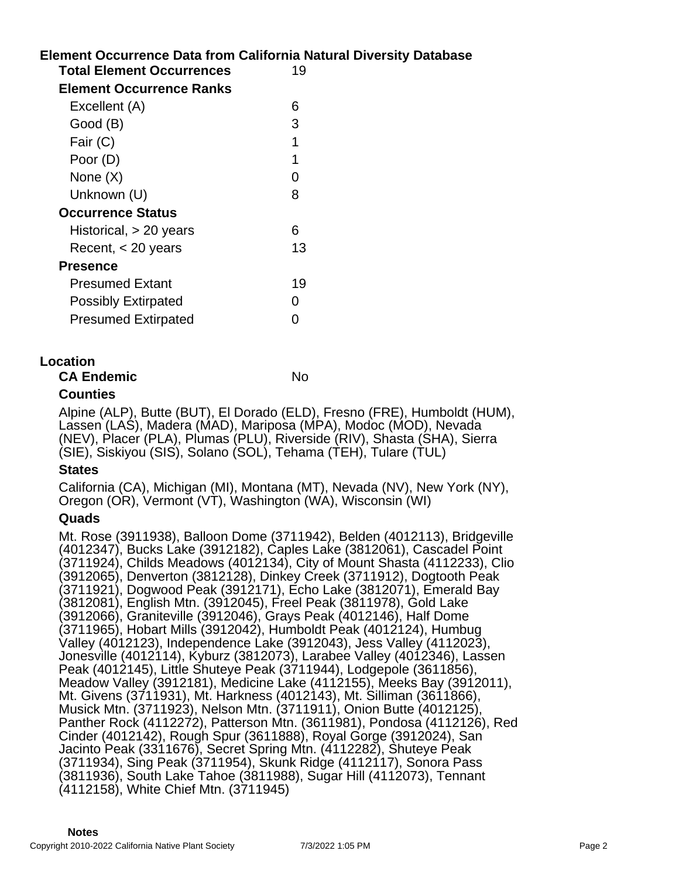## Element Occurrence Data from California Natural Diversity Database

| | |
|---|---|
| **Total Element Occurrences** | 19 |
| **Element Occurrence Ranks** | |
| Excellent (A) | 6 |
| Good (B) | 3 |
| Fair (C) | 1 |
| Poor (D) | 1 |
| None (X) | 0 |
| Unknown (U) | 8 |
| **Occurrence Status** | |
| Historical, > 20 years | 6 |
| Recent, < 20 years | 13 |
| **Presence** | |
| Presumed Extant | 19 |
| Possibly Extirpated | 0 |
| Presumed Extirpated | 0 |

## Location

**CA Endemic** No

### Counties

Alpine (ALP), Butte (BUT), El Dorado (ELD), Fresno (FRE), Humboldt (HUM), Lassen (LAS), Madera (MAD), Mariposa (MPA), Modoc (MOD), Nevada (NEV), Placer (PLA), Plumas (PLU), Riverside (RIV), Shasta (SHA), Sierra (SIE), Siskiyou (SIS), Solano (SOL), Tehama (TEH), Tulare (TUL)

### States

California (CA), Michigan (MI), Montana (MT), Nevada (NV), New York (NY), Oregon (OR), Vermont (VT), Washington (WA), Wisconsin (WI)

### Quads

Mt. Rose (3911938), Balloon Dome (3711942), Belden (4012113), Bridgeville (4012347), Bucks Lake (3912182), Caples Lake (3812061), Cascadel Point (3711924), Childs Meadows (4012134), City of Mount Shasta (4112233), Clio (3912065), Denverton (3812128), Dinkey Creek (3711912), Dogtooth Peak (3711921), Dogwood Peak (3912171), Echo Lake (3812071), Emerald Bay (3812081), English Mtn. (3912045), Freel Peak (3811978), Gold Lake (3912066), Graniteville (3912046), Grays Peak (4012146), Half Dome (3711965), Hobart Mills (3912042), Humboldt Peak (4012124), Humbug Valley (4012123), Independence Lake (3912043), Jess Valley (4112023), Jonesville (4012114), Kyburz (3812073), Larabee Valley (4012346), Lassen Peak (4012145), Little Shuteye Peak (3711944), Lodgepole (3611856), Meadow Valley (3912181), Medicine Lake (4112155), Meeks Bay (3912011), Mt. Givens (3711931), Mt. Harkness (4012143), Mt. Silliman (3611866), Musick Mtn. (3711923), Nelson Mtn. (3711911), Onion Butte (4012125), Panther Rock (4112272), Patterson Mtn. (3611981), Pondosa (4112126), Red Cinder (4012142), Rough Spur (3611888), Royal Gorge (3912024), San Jacinto Peak (3311676), Secret Spring Mtn. (4112282), Shuteye Peak (3711934), Sing Peak (3711954), Skunk Ridge (4112117), Sonora Pass (3811936), South Lake Tahoe (3811988), Sugar Hill (4112073), Tennant (4112158), White Chief Mtn. (3711945)

**Notes**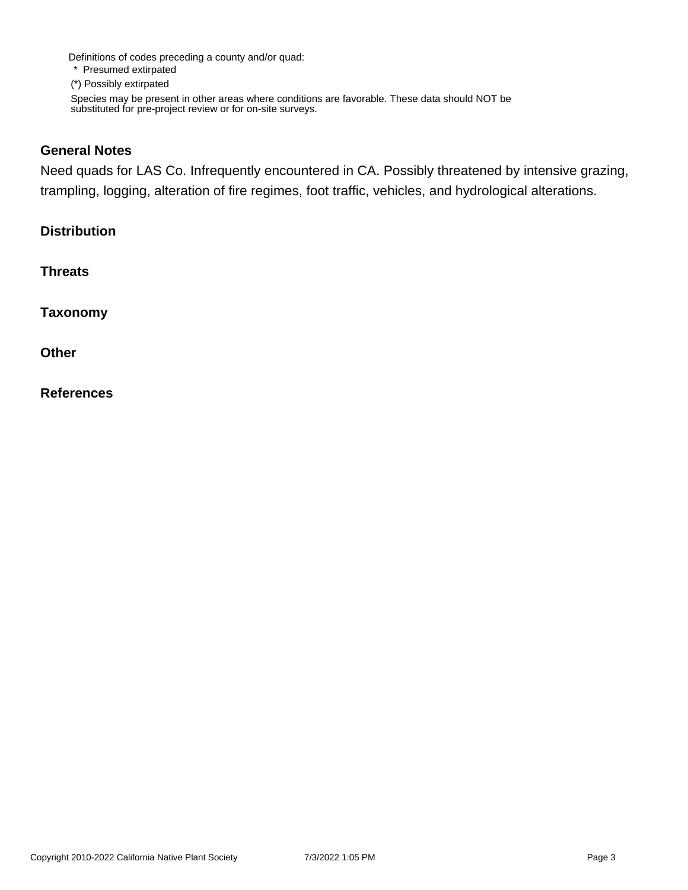Definitions of codes preceding a county and/or quad:

\* Presumed extirpated

(\*) Possibly extirpated

Species may be present in other areas where conditions are favorable. These data should NOT be substituted for pre-project review or for on-site surveys.

## General Notes

Need quads for LAS Co. Infrequently encountered in CA. Possibly threatened by intensive grazing, trampling, logging, alteration of fire regimes, foot traffic, vehicles, and hydrological alterations.

## Distribution

## Threats

## Taxonomy

## Other

## References